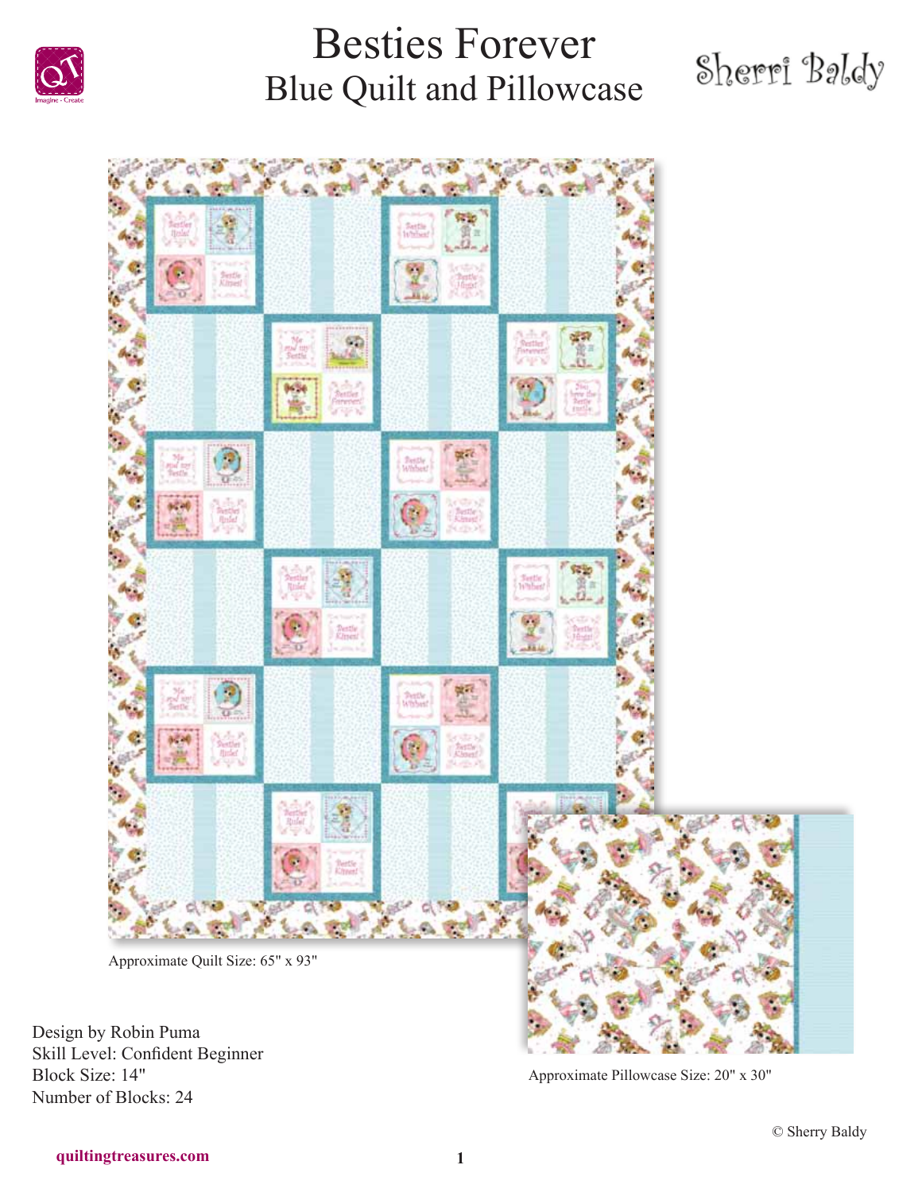# Besties Forever

## Blue Quilt and Pillowcase

Sherri Baldy

Approximate Quilt Size: 65" x 93"

Approximate Pillowcase Size: 20" x 30"

Design by Robin Puma
Skill Level: Confident Beginner
Block Size: 14"
Number of Blocks: 24

© Sherry Baldy

quiltingtreasures.com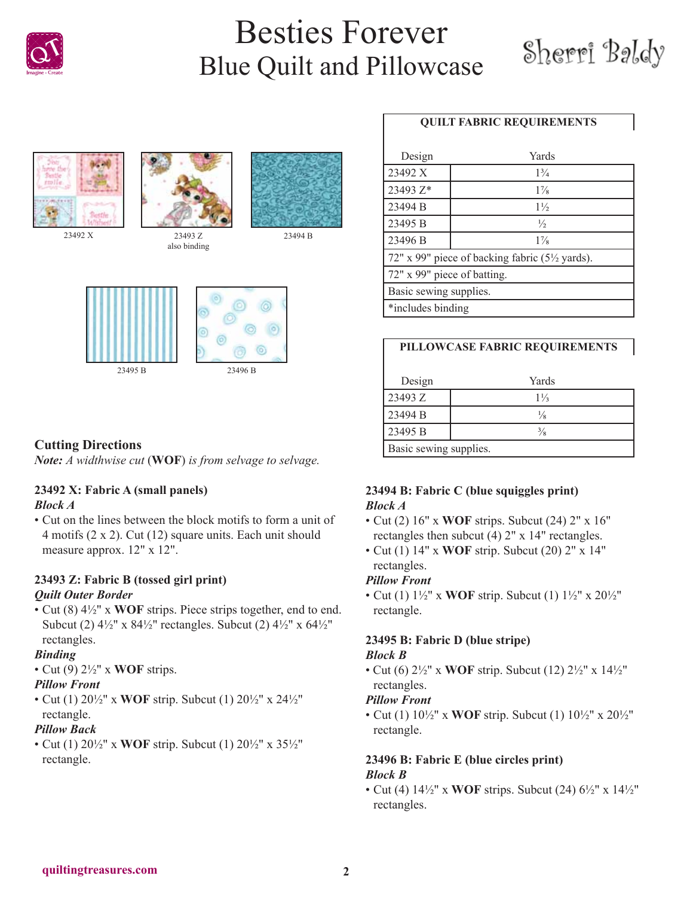# Besties Forever
## Blue Quilt and Pillowcase

Sherri Baldy

23492 X

23493 Z
also binding

23494 B

23495 B

23496 B

| QUILT FABRIC REQUIREMENTS | |
|---|---|
| Design | Yards |
| 23492 X | 1¾ |
| 23493 Z* | 1⅞ |
| 23494 B | 1½ |
| 23495 B | ½ |
| 23496 B | 1⅞ |
| 72" x 99" piece of backing fabric (5½ yards). | |
| 72" x 99" piece of batting. | |
| Basic sewing supplies. | |
| *includes binding | |

| PILLOWCASE FABRIC REQUIREMENTS | |
|---|---|
| Design | Yards |
| 23493 Z | 1⅓ |
| 23494 B | ⅛ |
| 23495 B | ⅜ |
| Basic sewing supplies. | |

## Cutting Directions

***Note:** A widthwise cut* (**WOF**) *is from selvage to selvage.*

### 23492 X: Fabric A (small panels)

***Block A***

- Cut on the lines between the block motifs to form a unit of 4 motifs (2 x 2). Cut (12) square units. Each unit should measure approx. 12" x 12".

### 23493 Z: Fabric B (tossed girl print)

***Quilt Outer Border***

- Cut (8) 4½" x **WOF** strips. Piece strips together, end to end. Subcut (2) 4½" x 84½" rectangles. Subcut (2) 4½" x 64½" rectangles.

***Binding***

- Cut (9) 2½" x **WOF** strips.

***Pillow Front***

- Cut (1) 20½" x **WOF** strip. Subcut (1) 20½" x 24½" rectangle.

***Pillow Back***

- Cut (1) 20½" x **WOF** strip. Subcut (1) 20½" x 35½" rectangle.

### 23494 B: Fabric C (blue squiggles print)

***Block A***

- Cut (2) 16" x **WOF** strips. Subcut (24) 2" x 16" rectangles then subcut (4) 2" x 14" rectangles.
- Cut (1) 14" x **WOF** strip. Subcut (20) 2" x 14" rectangles.

***Pillow Front***

- Cut (1) 1½" x **WOF** strip. Subcut (1) 1½" x 20½" rectangle.

### 23495 B: Fabric D (blue stripe)

***Block B***

- Cut (6) 2½" x **WOF** strip. Subcut (12) 2½" x 14½" rectangles.

***Pillow Front***

- Cut (1) 10½" x **WOF** strip. Subcut (1) 10½" x 20½" rectangle.

### 23496 B: Fabric E (blue circles print)

***Block B***

- Cut (4) 14½" x **WOF** strips. Subcut (24) 6½" x 14½" rectangles.

quiltingtreasures.com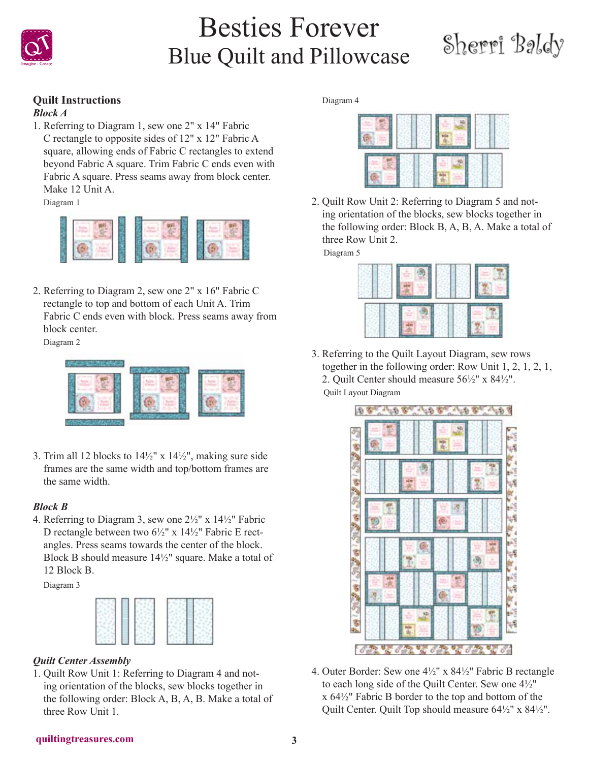# Besties Forever

## Blue Quilt and Pillowcase

### Quilt Instructions

#### *Block A*

1. Referring to Diagram 1, sew one 2" x 14" Fabric C rectangle to opposite sides of 12" x 12" Fabric A square, allowing ends of Fabric C rectangles to extend beyond Fabric A square. Trim Fabric C ends even with Fabric A square. Press seams away from block center. Make 12 Unit A.

Diagram 1

2. Referring to Diagram 2, sew one 2" x 16" Fabric C rectangle to top and bottom of each Unit A. Trim Fabric C ends even with block. Press seams away from block center.

Diagram 2

3. Trim all 12 blocks to 14½" x 14½", making sure side frames are the same width and top/bottom frames are the same width.

#### *Block B*

4. Referring to Diagram 3, sew one 2½" x 14½" Fabric D rectangle between two 6½" x 14½" Fabric E rectangles. Press seams towards the center of the block. Block B should measure 14½" square. Make a total of 12 Block B.

Diagram 3

#### *Quilt Center Assembly*

1. Quilt Row Unit 1: Referring to Diagram 4 and noting orientation of the blocks, sew blocks together in the following order: Block A, B, A, B. Make a total of three Row Unit 1.

Diagram 4

2. Quilt Row Unit 2: Referring to Diagram 5 and noting orientation of the blocks, sew blocks together in the following order: Block B, A, B, A. Make a total of three Row Unit 2.

Diagram 5

3. Referring to the Quilt Layout Diagram, sew rows together in the following order: Row Unit 1, 2, 1, 2, 1, 2. Quilt Center should measure 56½" x 84½".

Quilt Layout Diagram

4. Outer Border: Sew one 4½" x 84½" Fabric B rectangle to each long side of the Quilt Center. Sew one 4½" x 64½" Fabric B border to the top and bottom of the Quilt Center. Quilt Top should measure 64½" x 84½".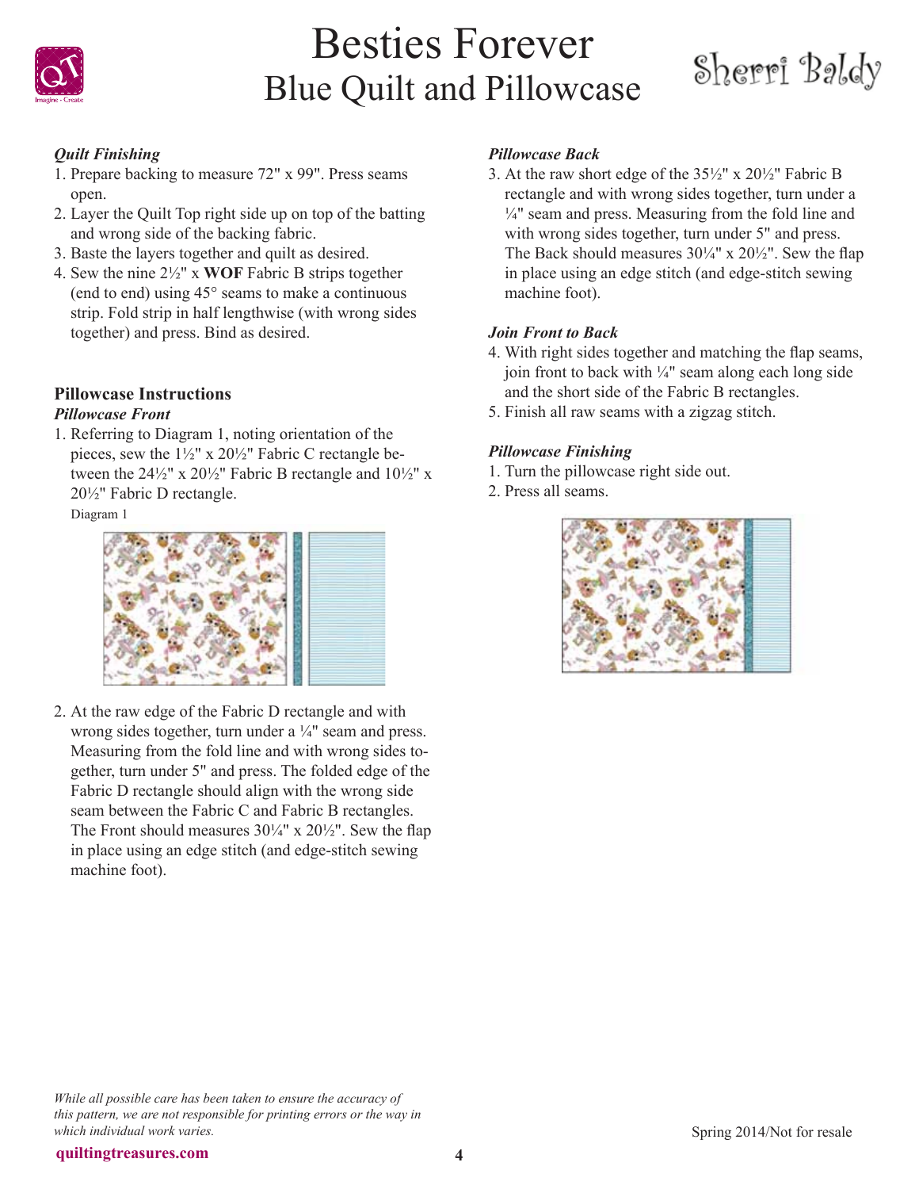### *Quilt Finishing*

1. Prepare backing to measure 72" x 99". Press seams open.
2. Layer the Quilt Top right side up on top of the batting and wrong side of the backing fabric.
3. Baste the layers together and quilt as desired.
4. Sew the nine 2½" x **WOF** Fabric B strips together (end to end) using 45° seams to make a continuous strip. Fold strip in half lengthwise (with wrong sides together) and press. Bind as desired.

## Pillowcase Instructions

### *Pillowcase Front*

1. Referring to Diagram 1, noting orientation of the pieces, sew the 1½" x 20½" Fabric C rectangle between the 24½" x 20½" Fabric B rectangle and 10½" x 20½" Fabric D rectangle.

Diagram 1

2. At the raw edge of the Fabric D rectangle and with wrong sides together, turn under a ¼" seam and press. Measuring from the fold line and with wrong sides together, turn under 5" and press. The folded edge of the Fabric D rectangle should align with the wrong side seam between the Fabric C and Fabric B rectangles. The Front should measures 30¼" x 20½". Sew the flap in place using an edge stitch (and edge-stitch sewing machine foot).

### *Pillowcase Back*

3. At the raw short edge of the 35½" x 20½" Fabric B rectangle and with wrong sides together, turn under a ¼" seam and press. Measuring from the fold line and with wrong sides together, turn under 5" and press. The Back should measures 30¼" x 20½". Sew the flap in place using an edge stitch (and edge-stitch sewing machine foot).

### *Join Front to Back*

4. With right sides together and matching the flap seams, join front to back with ¼" seam along each long side and the short side of the Fabric B rectangles.
5. Finish all raw seams with a zigzag stitch.

### *Pillowcase Finishing*

1. Turn the pillowcase right side out.
2. Press all seams.

*While all possible care has been taken to ensure the accuracy of this pattern, we are not responsible for printing errors or the way in which individual work varies.*